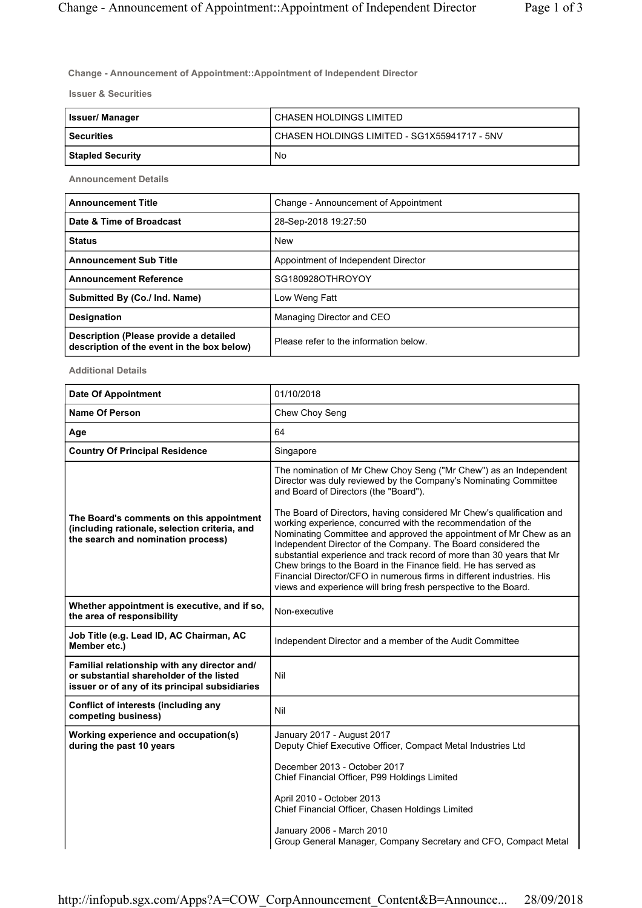**Change - Announcement of Appointment::Appointment of Independent Director**

**Issuer & Securities**

| | |
|---|---|
| **Issuer/ Manager** | CHASEN HOLDINGS LIMITED |
| **Securities** | CHASEN HOLDINGS LIMITED - SG1X55941717 - 5NV |
| **Stapled Security** | No |

**Announcement Details**

| | |
|---|---|
| **Announcement Title** | Change - Announcement of Appointment |
| **Date & Time of Broadcast** | 28-Sep-2018 19:27:50 |
| **Status** | New |
| **Announcement Sub Title** | Appointment of Independent Director |
| **Announcement Reference** | SG180928OTHROYOY |
| **Submitted By (Co./ Ind. Name)** | Low Weng Fatt |
| **Designation** | Managing Director and CEO |
| **Description (Please provide a detailed description of the event in the box below)** | Please refer to the information below. |

**Additional Details**

| | |
|---|---|
| **Date Of Appointment** | 01/10/2018 |
| **Name Of Person** | Chew Choy Seng |
| **Age** | 64 |
| **Country Of Principal Residence** | Singapore |
| **The Board's comments on this appointment (including rationale, selection criteria, and the search and nomination process)** | The nomination of Mr Chew Choy Seng ("Mr Chew") as an Independent Director was duly reviewed by the Company's Nominating Committee and Board of Directors (the "Board").<br><br>The Board of Directors, having considered Mr Chew's qualification and working experience, concurred with the recommendation of the Nominating Committee and approved the appointment of Mr Chew as an Independent Director of the Company. The Board considered the substantial experience and track record of more than 30 years that Mr Chew brings to the Board in the Finance field. He has served as Financial Director/CFO in numerous firms in different industries. His views and experience will bring fresh perspective to the Board. |
| **Whether appointment is executive, and if so, the area of responsibility** | Non-executive |
| **Job Title (e.g. Lead ID, AC Chairman, AC Member etc.)** | Independent Director and a member of the Audit Committee |
| **Familial relationship with any director and/ or substantial shareholder of the listed issuer or of any of its principal subsidiaries** | Nil |
| **Conflict of interests (including any competing business)** | Nil |
| **Working experience and occupation(s) during the past 10 years** | January 2017 - August 2017<br>Deputy Chief Executive Officer, Compact Metal Industries Ltd<br><br>December 2013 - October 2017<br>Chief Financial Officer, P99 Holdings Limited<br><br>April 2010 - October 2013<br>Chief Financial Officer, Chasen Holdings Limited<br><br>January 2006 - March 2010<br>Group General Manager, Company Secretary and CFO, Compact Metal |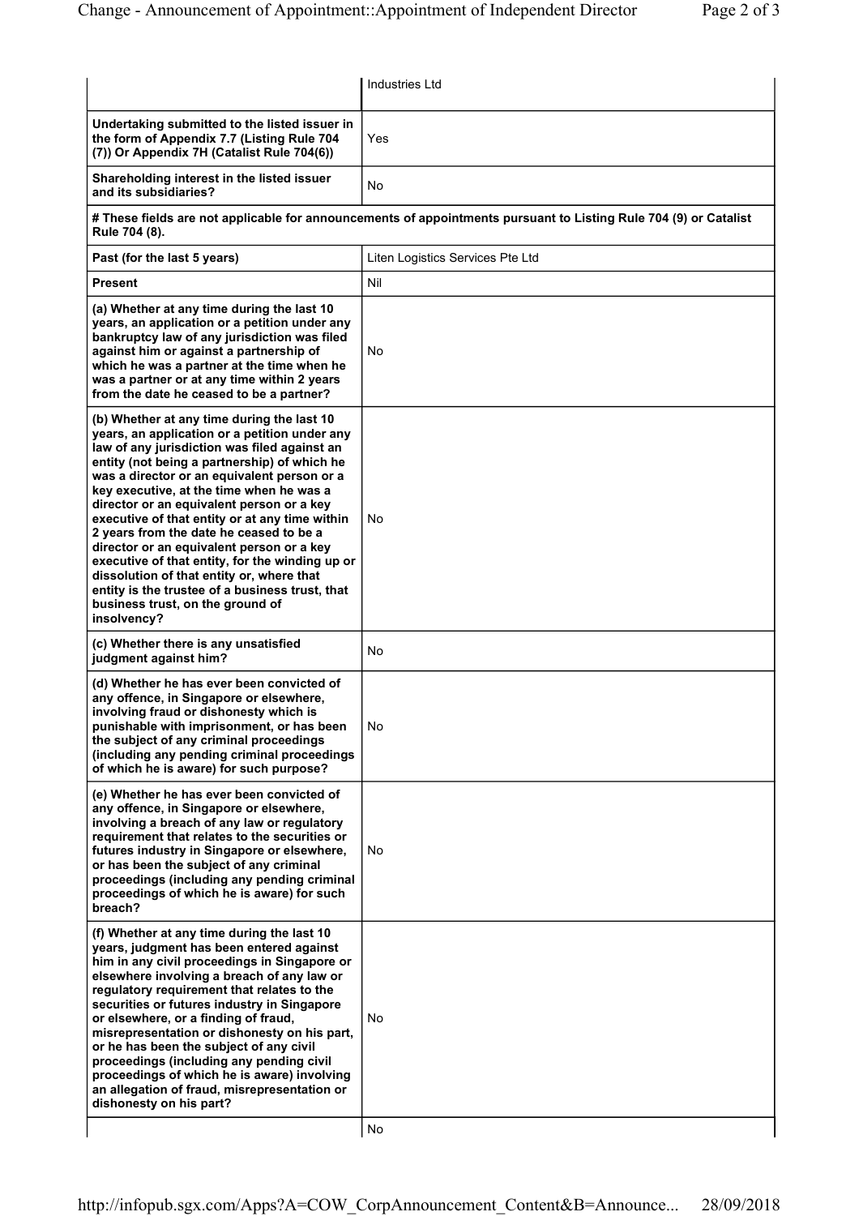| | |
|---|---|
| | Industries Ltd |
| **Undertaking submitted to the listed issuer in the form of Appendix 7.7 (Listing Rule 704 (7)) Or Appendix 7H (Catalist Rule 704(6))** | Yes |
| **Shareholding interest in the listed issuer and its subsidiaries?** | No |
| **# These fields are not applicable for announcements of appointments pursuant to Listing Rule 704 (9) or Catalist Rule 704 (8).** | |
| **Past (for the last 5 years)** | Liten Logistics Services Pte Ltd |
| **Present** | Nil |
| **(a) Whether at any time during the last 10 years, an application or a petition under any bankruptcy law of any jurisdiction was filed against him or against a partnership of which he was a partner at the time when he was a partner or at any time within 2 years from the date he ceased to be a partner?** | No |
| **(b) Whether at any time during the last 10 years, an application or a petition under any law of any jurisdiction was filed against an entity (not being a partnership) of which he was a director or an equivalent person or a key executive, at the time when he was a director or an equivalent person or a key executive of that entity or at any time within 2 years from the date he ceased to be a director or an equivalent person or a key executive of that entity, for the winding up or dissolution of that entity or, where that entity is the trustee of a business trust, that business trust, on the ground of insolvency?** | No |
| **(c) Whether there is any unsatisfied judgment against him?** | No |
| **(d) Whether he has ever been convicted of any offence, in Singapore or elsewhere, involving fraud or dishonesty which is punishable with imprisonment, or has been the subject of any criminal proceedings (including any pending criminal proceedings of which he is aware) for such purpose?** | No |
| **(e) Whether he has ever been convicted of any offence, in Singapore or elsewhere, involving a breach of any law or regulatory requirement that relates to the securities or futures industry in Singapore or elsewhere, or has been the subject of any criminal proceedings (including any pending criminal proceedings of which he is aware) for such breach?** | No |
| **(f) Whether at any time during the last 10 years, judgment has been entered against him in any civil proceedings in Singapore or elsewhere involving a breach of any law or regulatory requirement that relates to the securities or futures industry in Singapore or elsewhere, or a finding of fraud, misrepresentation or dishonesty on his part, or he has been the subject of any civil proceedings (including any pending civil proceedings of which he is aware) involving an allegation of fraud, misrepresentation or dishonesty on his part?** | No |
| | No |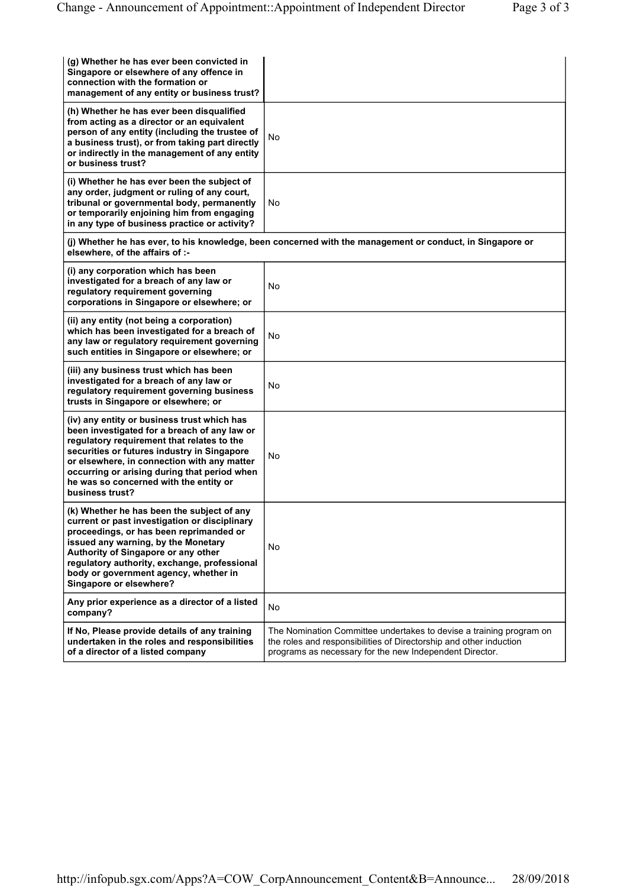| | |
|---|---|
| **(g) Whether he has ever been convicted in Singapore or elsewhere of any offence in connection with the formation or management of any entity or business trust?** | |
| **(h) Whether he has ever been disqualified from acting as a director or an equivalent person of any entity (including the trustee of a business trust), or from taking part directly or indirectly in the management of any entity or business trust?** | No |
| **(i) Whether he has ever been the subject of any order, judgment or ruling of any court, tribunal or governmental body, permanently or temporarily enjoining him from engaging in any type of business practice or activity?** | No |
| **(j) Whether he has ever, to his knowledge, been concerned with the management or conduct, in Singapore or elsewhere, of the affairs of :-** | |
| **(i) any corporation which has been investigated for a breach of any law or regulatory requirement governing corporations in Singapore or elsewhere; or** | No |
| **(ii) any entity (not being a corporation) which has been investigated for a breach of any law or regulatory requirement governing such entities in Singapore or elsewhere; or** | No |
| **(iii) any business trust which has been investigated for a breach of any law or regulatory requirement governing business trusts in Singapore or elsewhere; or** | No |
| **(iv) any entity or business trust which has been investigated for a breach of any law or regulatory requirement that relates to the securities or futures industry in Singapore or elsewhere, in connection with any matter occurring or arising during that period when he was so concerned with the entity or business trust?** | No |
| **(k) Whether he has been the subject of any current or past investigation or disciplinary proceedings, or has been reprimanded or issued any warning, by the Monetary Authority of Singapore or any other regulatory authority, exchange, professional body or government agency, whether in Singapore or elsewhere?** | No |
| **Any prior experience as a director of a listed company?** | No |
| **If No, Please provide details of any training undertaken in the roles and responsibilities of a director of a listed company** | The Nomination Committee undertakes to devise a training program on the roles and responsibilities of Directorship and other induction programs as necessary for the new Independent Director. |